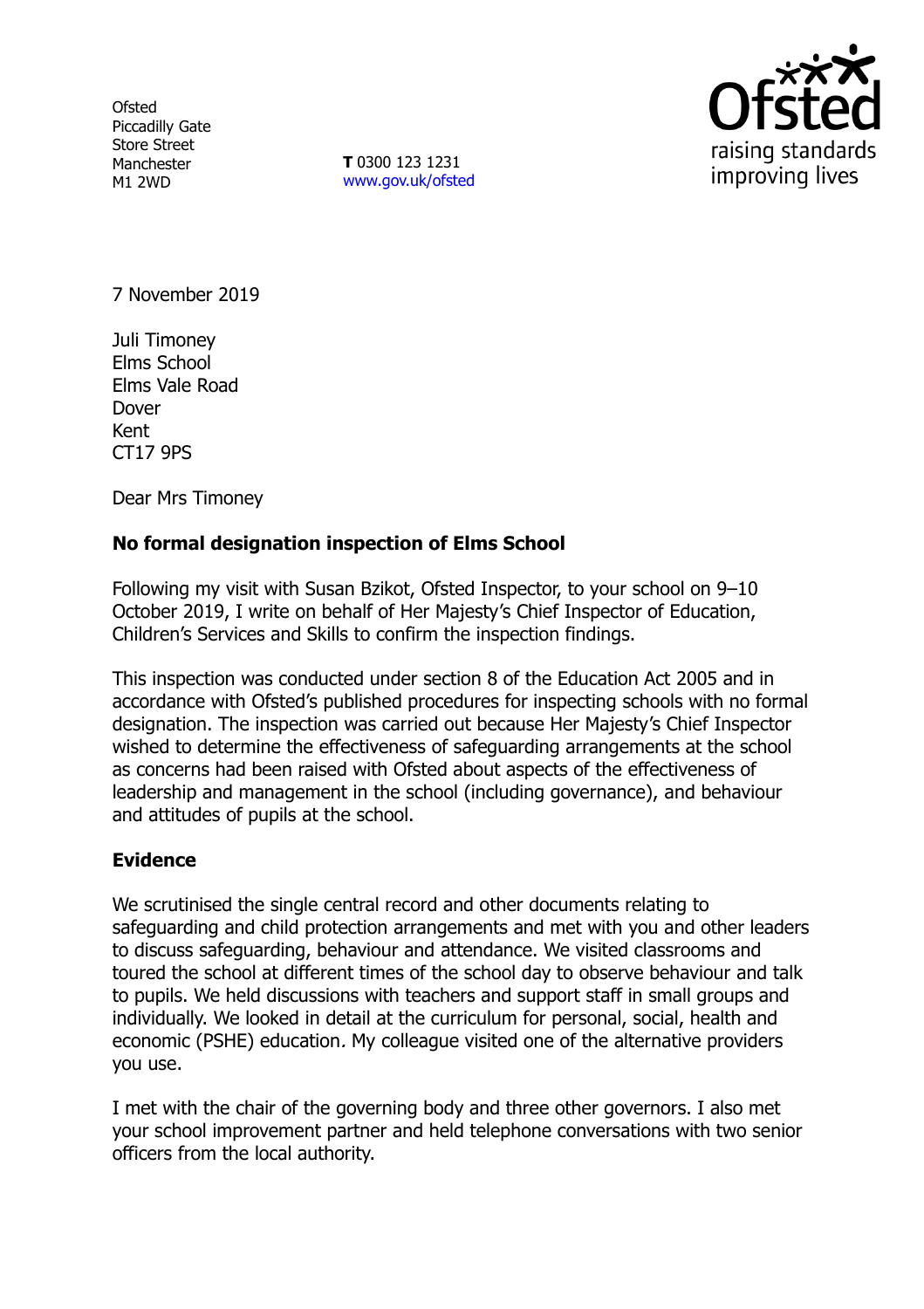Ofsted
Piccadilly Gate
Store Street
Manchester
M1 2WD

**T** 0300 123 1231
www.gov.uk/ofsted

7 November 2019

Juli Timoney
Elms School
Elms Vale Road
Dover
Kent
CT17 9PS

Dear Mrs Timoney

**No formal designation inspection of Elms School**

Following my visit with Susan Bzikot, Ofsted Inspector, to your school on 9–10 October 2019, I write on behalf of Her Majesty's Chief Inspector of Education, Children's Services and Skills to confirm the inspection findings.

This inspection was conducted under section 8 of the Education Act 2005 and in accordance with Ofsted's published procedures for inspecting schools with no formal designation. The inspection was carried out because Her Majesty's Chief Inspector wished to determine the effectiveness of safeguarding arrangements at the school as concerns had been raised with Ofsted about aspects of the effectiveness of leadership and management in the school (including governance), and behaviour and attitudes of pupils at the school.

## Evidence

We scrutinised the single central record and other documents relating to safeguarding and child protection arrangements and met with you and other leaders to discuss safeguarding, behaviour and attendance. We visited classrooms and toured the school at different times of the school day to observe behaviour and talk to pupils. We held discussions with teachers and support staff in small groups and individually. We looked in detail at the curriculum for personal, social, health and economic (PSHE) education. My colleague visited one of the alternative providers you use.

I met with the chair of the governing body and three other governors. I also met your school improvement partner and held telephone conversations with two senior officers from the local authority.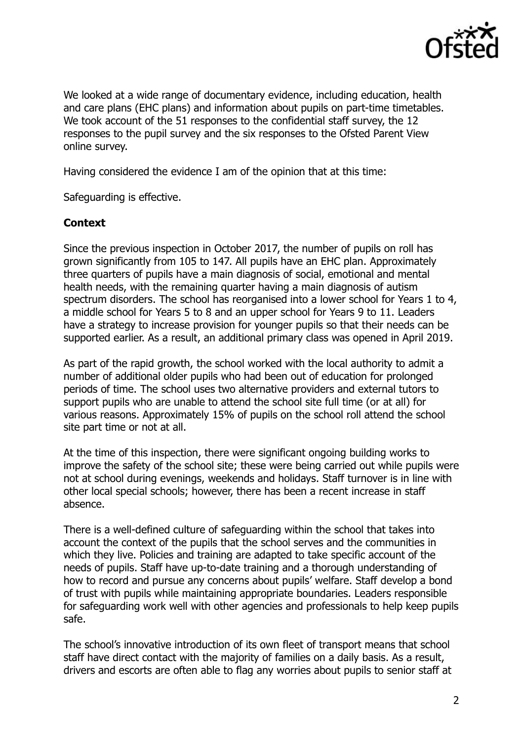We looked at a wide range of documentary evidence, including education, health and care plans (EHC plans) and information about pupils on part-time timetables. We took account of the 51 responses to the confidential staff survey, the 12 responses to the pupil survey and the six responses to the Ofsted Parent View online survey.

Having considered the evidence I am of the opinion that at this time:

Safeguarding is effective.

## Context

Since the previous inspection in October 2017, the number of pupils on roll has grown significantly from 105 to 147. All pupils have an EHC plan. Approximately three quarters of pupils have a main diagnosis of social, emotional and mental health needs, with the remaining quarter having a main diagnosis of autism spectrum disorders. The school has reorganised into a lower school for Years 1 to 4, a middle school for Years 5 to 8 and an upper school for Years 9 to 11. Leaders have a strategy to increase provision for younger pupils so that their needs can be supported earlier. As a result, an additional primary class was opened in April 2019.

As part of the rapid growth, the school worked with the local authority to admit a number of additional older pupils who had been out of education for prolonged periods of time. The school uses two alternative providers and external tutors to support pupils who are unable to attend the school site full time (or at all) for various reasons. Approximately 15% of pupils on the school roll attend the school site part time or not at all.

At the time of this inspection, there were significant ongoing building works to improve the safety of the school site; these were being carried out while pupils were not at school during evenings, weekends and holidays. Staff turnover is in line with other local special schools; however, there has been a recent increase in staff absence.

There is a well-defined culture of safeguarding within the school that takes into account the context of the pupils that the school serves and the communities in which they live. Policies and training are adapted to take specific account of the needs of pupils. Staff have up-to-date training and a thorough understanding of how to record and pursue any concerns about pupils' welfare. Staff develop a bond of trust with pupils while maintaining appropriate boundaries. Leaders responsible for safeguarding work well with other agencies and professionals to help keep pupils safe.

The school's innovative introduction of its own fleet of transport means that school staff have direct contact with the majority of families on a daily basis. As a result, drivers and escorts are often able to flag any worries about pupils to senior staff at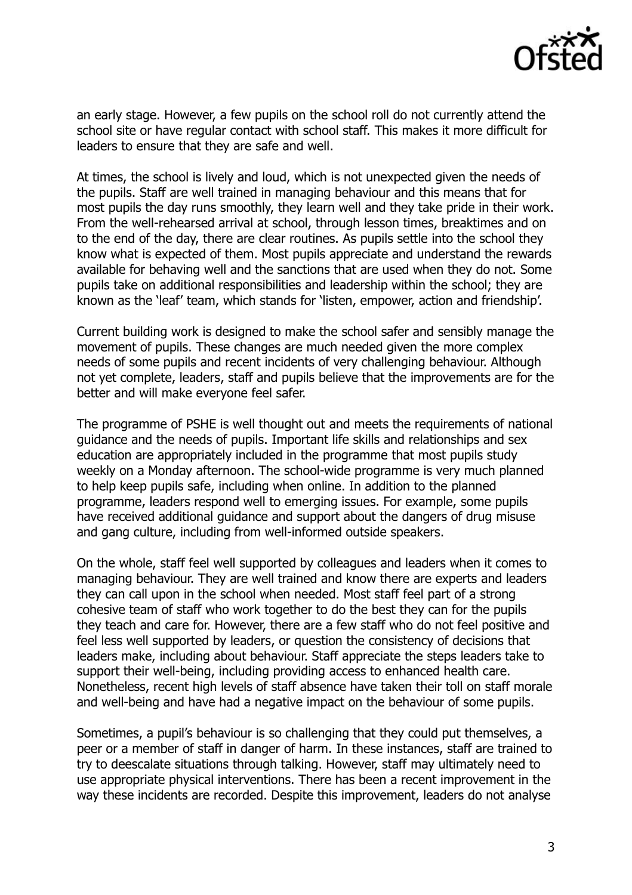an early stage. However, a few pupils on the school roll do not currently attend the school site or have regular contact with school staff. This makes it more difficult for leaders to ensure that they are safe and well.

At times, the school is lively and loud, which is not unexpected given the needs of the pupils. Staff are well trained in managing behaviour and this means that for most pupils the day runs smoothly, they learn well and they take pride in their work. From the well-rehearsed arrival at school, through lesson times, breaktimes and on to the end of the day, there are clear routines. As pupils settle into the school they know what is expected of them. Most pupils appreciate and understand the rewards available for behaving well and the sanctions that are used when they do not. Some pupils take on additional responsibilities and leadership within the school; they are known as the 'leaf' team, which stands for 'listen, empower, action and friendship'.

Current building work is designed to make the school safer and sensibly manage the movement of pupils. These changes are much needed given the more complex needs of some pupils and recent incidents of very challenging behaviour. Although not yet complete, leaders, staff and pupils believe that the improvements are for the better and will make everyone feel safer.

The programme of PSHE is well thought out and meets the requirements of national guidance and the needs of pupils. Important life skills and relationships and sex education are appropriately included in the programme that most pupils study weekly on a Monday afternoon. The school-wide programme is very much planned to help keep pupils safe, including when online. In addition to the planned programme, leaders respond well to emerging issues. For example, some pupils have received additional guidance and support about the dangers of drug misuse and gang culture, including from well-informed outside speakers.

On the whole, staff feel well supported by colleagues and leaders when it comes to managing behaviour. They are well trained and know there are experts and leaders they can call upon in the school when needed. Most staff feel part of a strong cohesive team of staff who work together to do the best they can for the pupils they teach and care for. However, there are a few staff who do not feel positive and feel less well supported by leaders, or question the consistency of decisions that leaders make, including about behaviour. Staff appreciate the steps leaders take to support their well-being, including providing access to enhanced health care. Nonetheless, recent high levels of staff absence have taken their toll on staff morale and well-being and have had a negative impact on the behaviour of some pupils.

Sometimes, a pupil's behaviour is so challenging that they could put themselves, a peer or a member of staff in danger of harm. In these instances, staff are trained to try to deescalate situations through talking. However, staff may ultimately need to use appropriate physical interventions. There has been a recent improvement in the way these incidents are recorded. Despite this improvement, leaders do not analyse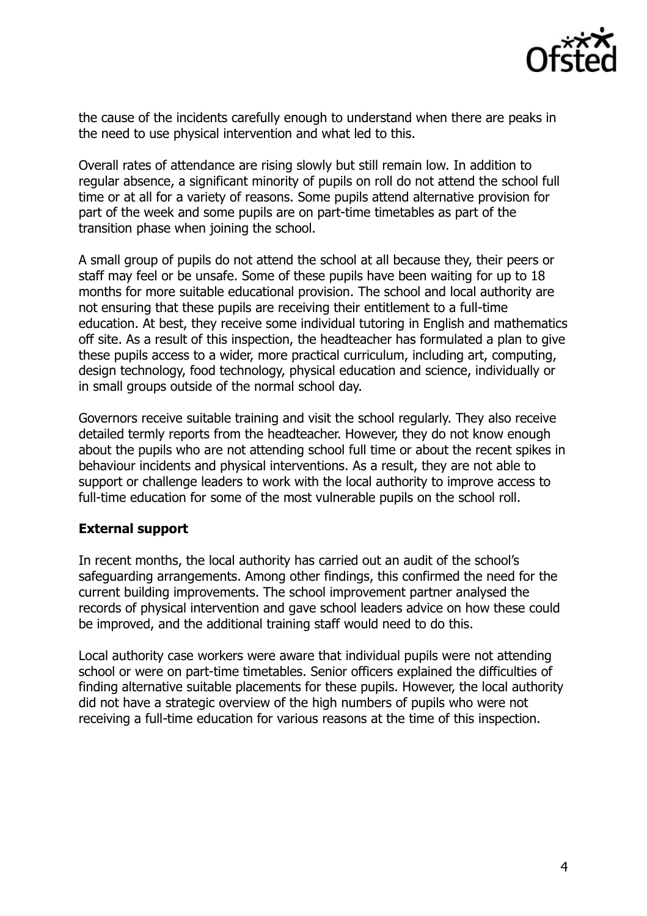the cause of the incidents carefully enough to understand when there are peaks in the need to use physical intervention and what led to this.

Overall rates of attendance are rising slowly but still remain low. In addition to regular absence, a significant minority of pupils on roll do not attend the school full time or at all for a variety of reasons. Some pupils attend alternative provision for part of the week and some pupils are on part-time timetables as part of the transition phase when joining the school.

A small group of pupils do not attend the school at all because they, their peers or staff may feel or be unsafe. Some of these pupils have been waiting for up to 18 months for more suitable educational provision. The school and local authority are not ensuring that these pupils are receiving their entitlement to a full-time education. At best, they receive some individual tutoring in English and mathematics off site. As a result of this inspection, the headteacher has formulated a plan to give these pupils access to a wider, more practical curriculum, including art, computing, design technology, food technology, physical education and science, individually or in small groups outside of the normal school day.

Governors receive suitable training and visit the school regularly. They also receive detailed termly reports from the headteacher. However, they do not know enough about the pupils who are not attending school full time or about the recent spikes in behaviour incidents and physical interventions. As a result, they are not able to support or challenge leaders to work with the local authority to improve access to full-time education for some of the most vulnerable pupils on the school roll.

**External support**

In recent months, the local authority has carried out an audit of the school's safeguarding arrangements. Among other findings, this confirmed the need for the current building improvements. The school improvement partner analysed the records of physical intervention and gave school leaders advice on how these could be improved, and the additional training staff would need to do this.

Local authority case workers were aware that individual pupils were not attending school or were on part-time timetables. Senior officers explained the difficulties of finding alternative suitable placements for these pupils. However, the local authority did not have a strategic overview of the high numbers of pupils who were not receiving a full-time education for various reasons at the time of this inspection.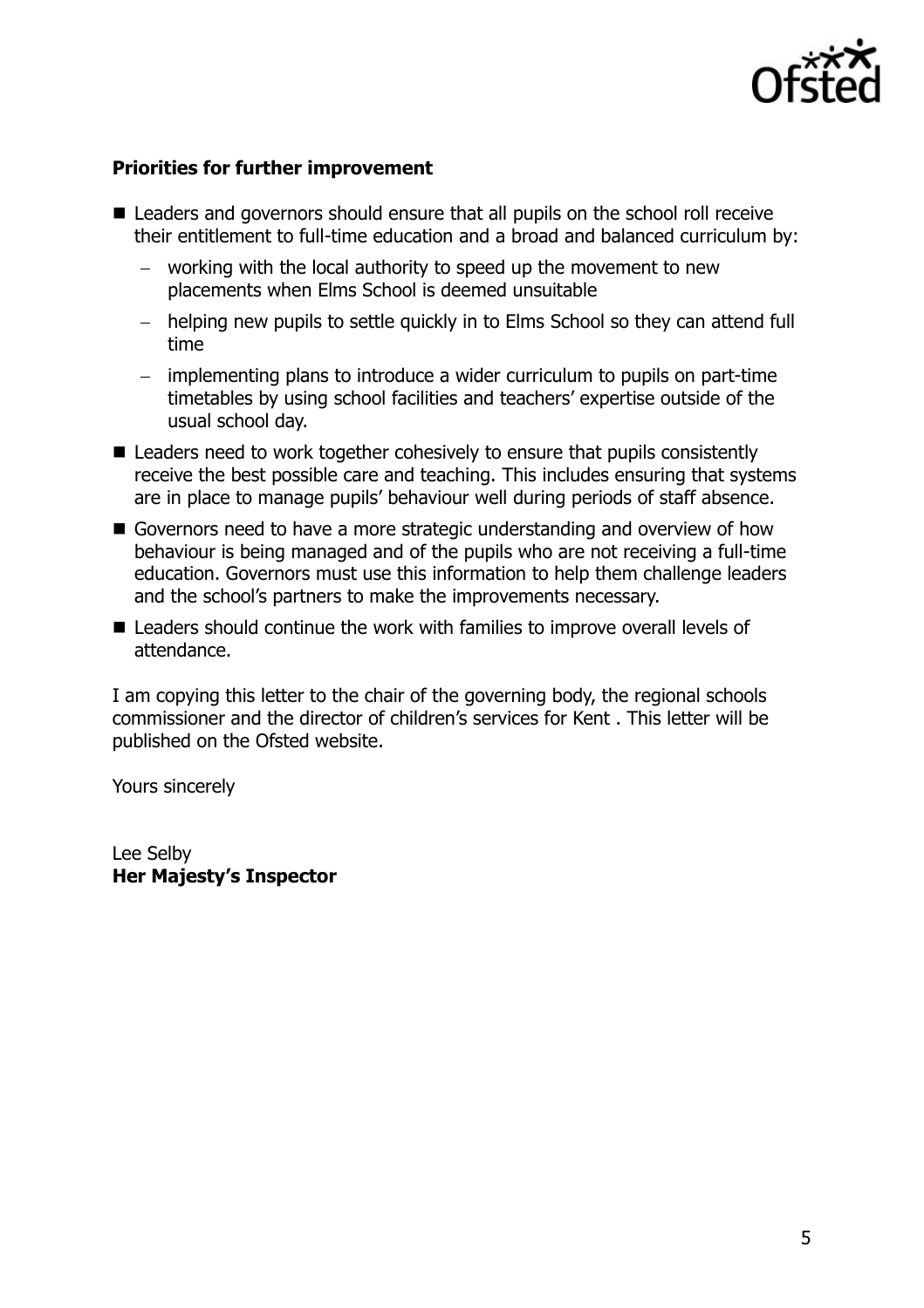**Priorities for further improvement**

- Leaders and governors should ensure that all pupils on the school roll receive their entitlement to full-time education and a broad and balanced curriculum by:
  - working with the local authority to speed up the movement to new placements when Elms School is deemed unsuitable
  - helping new pupils to settle quickly in to Elms School so they can attend full time
  - implementing plans to introduce a wider curriculum to pupils on part-time timetables by using school facilities and teachers' expertise outside of the usual school day.
- Leaders need to work together cohesively to ensure that pupils consistently receive the best possible care and teaching. This includes ensuring that systems are in place to manage pupils' behaviour well during periods of staff absence.
- Governors need to have a more strategic understanding and overview of how behaviour is being managed and of the pupils who are not receiving a full-time education. Governors must use this information to help them challenge leaders and the school's partners to make the improvements necessary.
- Leaders should continue the work with families to improve overall levels of attendance.

I am copying this letter to the chair of the governing body, the regional schools commissioner and the director of children's services for Kent . This letter will be published on the Ofsted website.

Yours sincerely

Lee Selby
**Her Majesty's Inspector**